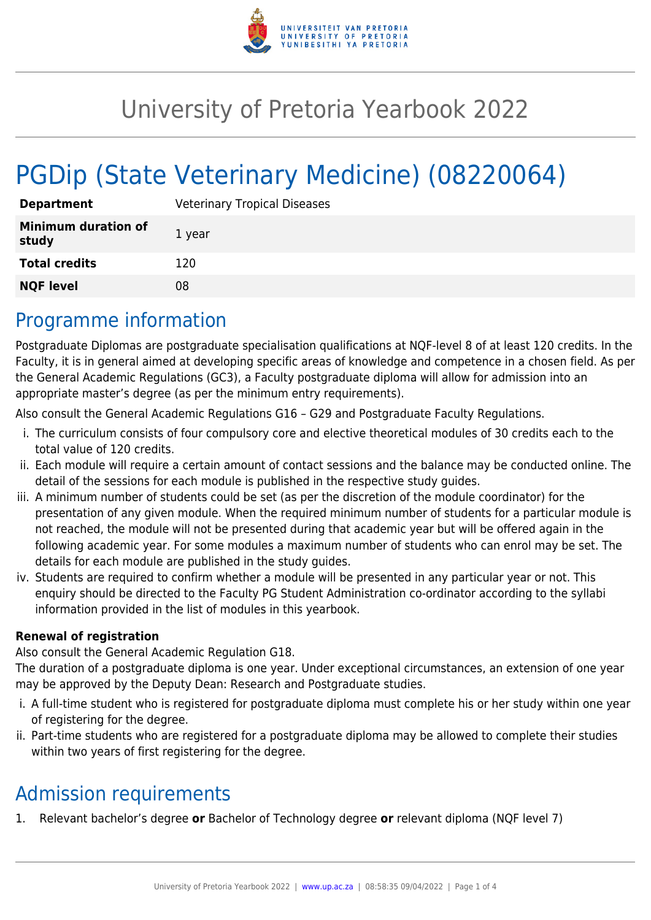# University of Pretoria Yearbook 2022

# PGDip (State Veterinary Medicine) (08220064)

| | |
|---|---|
| **Department** | Veterinary Tropical Diseases |
| **Minimum duration of study** | 1 year |
| **Total credits** | 120 |
| **NQF level** | 08 |

## Programme information

Postgraduate Diplomas are postgraduate specialisation qualifications at NQF-level 8 of at least 120 credits. In the Faculty, it is in general aimed at developing specific areas of knowledge and competence in a chosen field. As per the General Academic Regulations (GC3), a Faculty postgraduate diploma will allow for admission into an appropriate master's degree (as per the minimum entry requirements).

Also consult the General Academic Regulations G16 – G29 and Postgraduate Faculty Regulations.

i. The curriculum consists of four compulsory core and elective theoretical modules of 30 credits each to the total value of 120 credits.
ii. Each module will require a certain amount of contact sessions and the balance may be conducted online. The detail of the sessions for each module is published in the respective study guides.
iii. A minimum number of students could be set (as per the discretion of the module coordinator) for the presentation of any given module. When the required minimum number of students for a particular module is not reached, the module will not be presented during that academic year but will be offered again in the following academic year. For some modules a maximum number of students who can enrol may be set. The details for each module are published in the study guides.
iv. Students are required to confirm whether a module will be presented in any particular year or not. This enquiry should be directed to the Faculty PG Student Administration co-ordinator according to the syllabi information provided in the list of modules in this yearbook.

**Renewal of registration**

Also consult the General Academic Regulation G18.

The duration of a postgraduate diploma is one year. Under exceptional circumstances, an extension of one year may be approved by the Deputy Dean: Research and Postgraduate studies.

i. A full-time student who is registered for postgraduate diploma must complete his or her study within one year of registering for the degree.
ii. Part-time students who are registered for a postgraduate diploma may be allowed to complete their studies within two years of first registering for the degree.

## Admission requirements

1. Relevant bachelor's degree **or** Bachelor of Technology degree **or** relevant diploma (NQF level 7)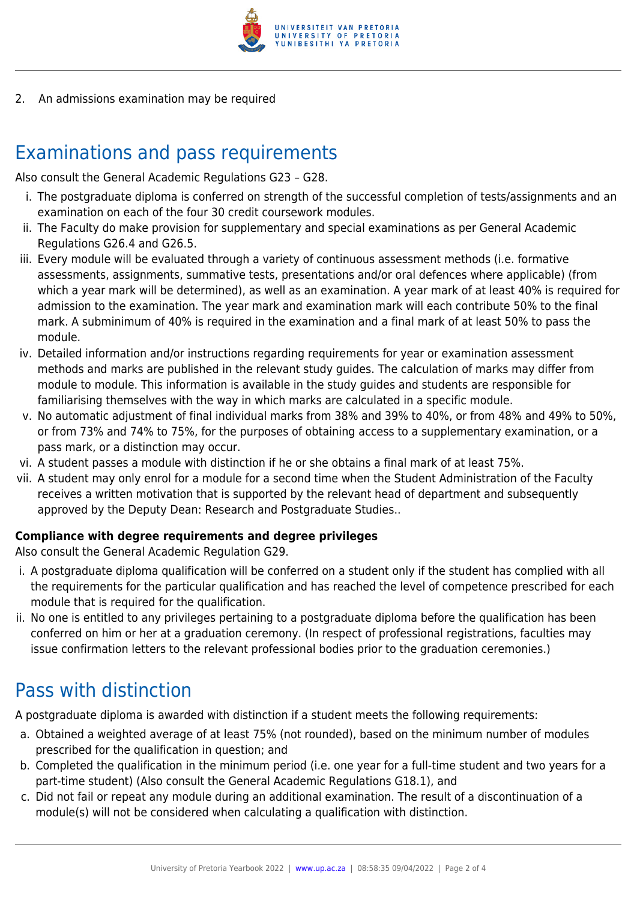2. An admissions examination may be required

## Examinations and pass requirements

Also consult the General Academic Regulations G23 – G28.

i. The postgraduate diploma is conferred on strength of the successful completion of tests/assignments and an examination on each of the four 30 credit coursework modules.
ii. The Faculty do make provision for supplementary and special examinations as per General Academic Regulations G26.4 and G26.5.
iii. Every module will be evaluated through a variety of continuous assessment methods (i.e. formative assessments, assignments, summative tests, presentations and/or oral defences where applicable) (from which a year mark will be determined), as well as an examination. A year mark of at least 40% is required for admission to the examination. The year mark and examination mark will each contribute 50% to the final mark. A subminimum of 40% is required in the examination and a final mark of at least 50% to pass the module.
iv. Detailed information and/or instructions regarding requirements for year or examination assessment methods and marks are published in the relevant study guides. The calculation of marks may differ from module to module. This information is available in the study guides and students are responsible for familiarising themselves with the way in which marks are calculated in a specific module.
v. No automatic adjustment of final individual marks from 38% and 39% to 40%, or from 48% and 49% to 50%, or from 73% and 74% to 75%, for the purposes of obtaining access to a supplementary examination, or a pass mark, or a distinction may occur.
vi. A student passes a module with distinction if he or she obtains a final mark of at least 75%.
vii. A student may only enrol for a module for a second time when the Student Administration of the Faculty receives a written motivation that is supported by the relevant head of department and subsequently approved by the Deputy Dean: Research and Postgraduate Studies..

**Compliance with degree requirements and degree privileges**

Also consult the General Academic Regulation G29.

i. A postgraduate diploma qualification will be conferred on a student only if the student has complied with all the requirements for the particular qualification and has reached the level of competence prescribed for each module that is required for the qualification.
ii. No one is entitled to any privileges pertaining to a postgraduate diploma before the qualification has been conferred on him or her at a graduation ceremony. (In respect of professional registrations, faculties may issue confirmation letters to the relevant professional bodies prior to the graduation ceremonies.)

## Pass with distinction

A postgraduate diploma is awarded with distinction if a student meets the following requirements:

a. Obtained a weighted average of at least 75% (not rounded), based on the minimum number of modules prescribed for the qualification in question; and
b. Completed the qualification in the minimum period (i.e. one year for a full-time student and two years for a part-time student) (Also consult the General Academic Regulations G18.1), and
c. Did not fail or repeat any module during an additional examination. The result of a discontinuation of a module(s) will not be considered when calculating a qualification with distinction.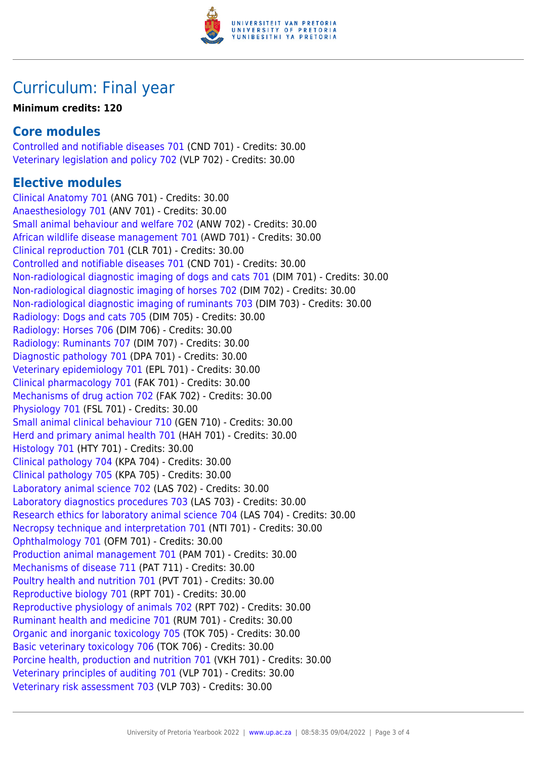## Curriculum: Final year

**Minimum credits: 120**

### Core modules

Controlled and notifiable diseases 701 (CND 701) - Credits: 30.00
Veterinary legislation and policy 702 (VLP 702) - Credits: 30.00

### Elective modules

Clinical Anatomy 701 (ANG 701) - Credits: 30.00
Anaesthesiology 701 (ANV 701) - Credits: 30.00
Small animal behaviour and welfare 702 (ANW 702) - Credits: 30.00
African wildlife disease management 701 (AWD 701) - Credits: 30.00
Clinical reproduction 701 (CLR 701) - Credits: 30.00
Controlled and notifiable diseases 701 (CND 701) - Credits: 30.00
Non-radiological diagnostic imaging of dogs and cats 701 (DIM 701) - Credits: 30.00
Non-radiological diagnostic imaging of horses 702 (DIM 702) - Credits: 30.00
Non-radiological diagnostic imaging of ruminants 703 (DIM 703) - Credits: 30.00
Radiology: Dogs and cats 705 (DIM 705) - Credits: 30.00
Radiology: Horses 706 (DIM 706) - Credits: 30.00
Radiology: Ruminants 707 (DIM 707) - Credits: 30.00
Diagnostic pathology 701 (DPA 701) - Credits: 30.00
Veterinary epidemiology 701 (EPL 701) - Credits: 30.00
Clinical pharmacology 701 (FAK 701) - Credits: 30.00
Mechanisms of drug action 702 (FAK 702) - Credits: 30.00
Physiology 701 (FSL 701) - Credits: 30.00
Small animal clinical behaviour 710 (GEN 710) - Credits: 30.00
Herd and primary animal health 701 (HAH 701) - Credits: 30.00
Histology 701 (HTY 701) - Credits: 30.00
Clinical pathology 704 (KPA 704) - Credits: 30.00
Clinical pathology 705 (KPA 705) - Credits: 30.00
Laboratory animal science 702 (LAS 702) - Credits: 30.00
Laboratory diagnostics procedures 703 (LAS 703) - Credits: 30.00
Research ethics for laboratory animal science 704 (LAS 704) - Credits: 30.00
Necropsy technique and interpretation 701 (NTI 701) - Credits: 30.00
Ophthalmology 701 (OFM 701) - Credits: 30.00
Production animal management 701 (PAM 701) - Credits: 30.00
Mechanisms of disease 711 (PAT 711) - Credits: 30.00
Poultry health and nutrition 701 (PVT 701) - Credits: 30.00
Reproductive biology 701 (RPT 701) - Credits: 30.00
Reproductive physiology of animals 702 (RPT 702) - Credits: 30.00
Ruminant health and medicine 701 (RUM 701) - Credits: 30.00
Organic and inorganic toxicology 705 (TOK 705) - Credits: 30.00
Basic veterinary toxicology 706 (TOK 706) - Credits: 30.00
Porcine health, production and nutrition 701 (VKH 701) - Credits: 30.00
Veterinary principles of auditing 701 (VLP 701) - Credits: 30.00
Veterinary risk assessment 703 (VLP 703) - Credits: 30.00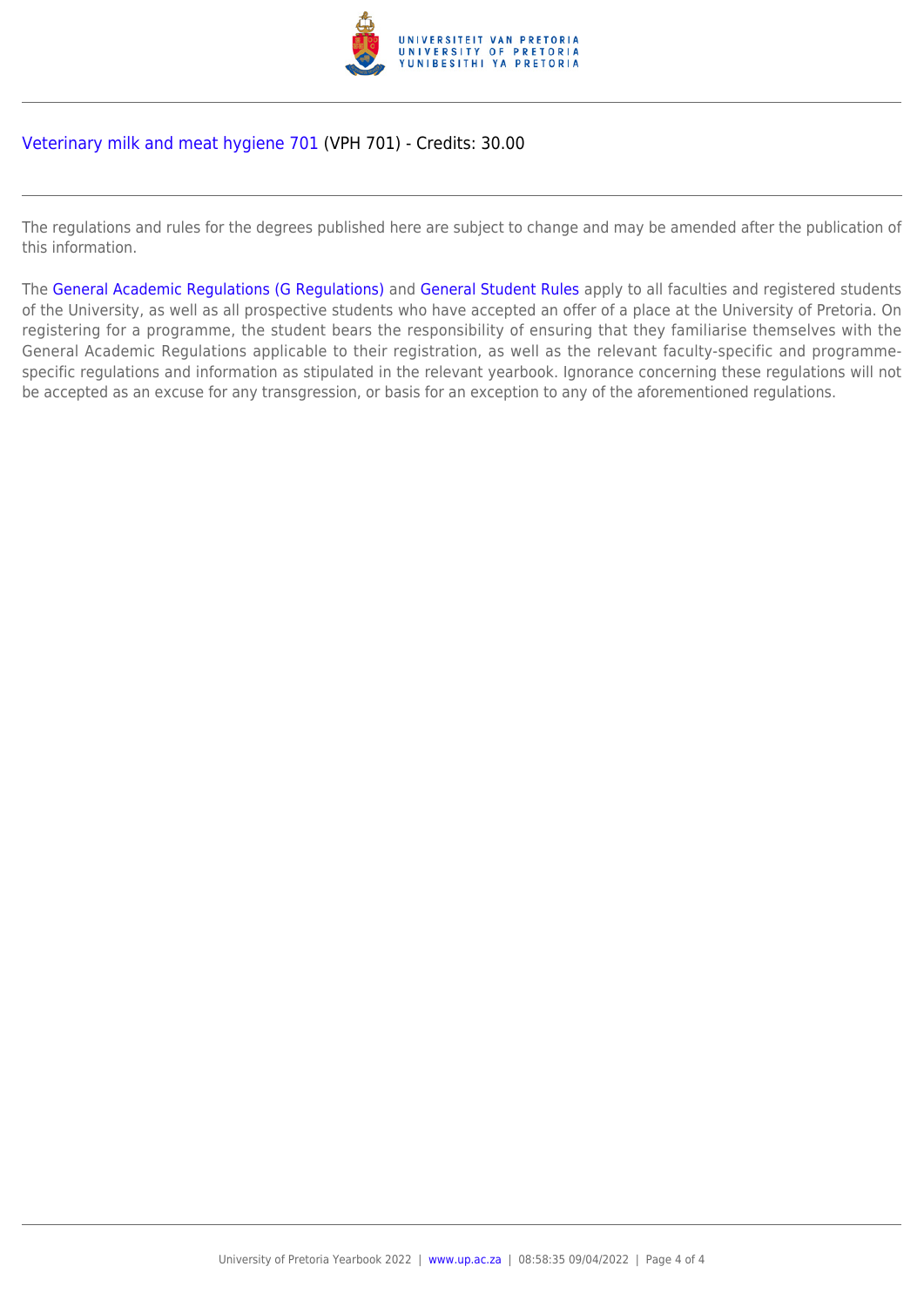Veterinary milk and meat hygiene 701 (VPH 701) - Credits: 30.00

---

The regulations and rules for the degrees published here are subject to change and may be amended after the publication of this information.

The General Academic Regulations (G Regulations) and General Student Rules apply to all faculties and registered students of the University, as well as all prospective students who have accepted an offer of a place at the University of Pretoria. On registering for a programme, the student bears the responsibility of ensuring that they familiarise themselves with the General Academic Regulations applicable to their registration, as well as the relevant faculty-specific and programme-specific regulations and information as stipulated in the relevant yearbook. Ignorance concerning these regulations will not be accepted as an excuse for any transgression, or basis for an exception to any of the aforementioned regulations.